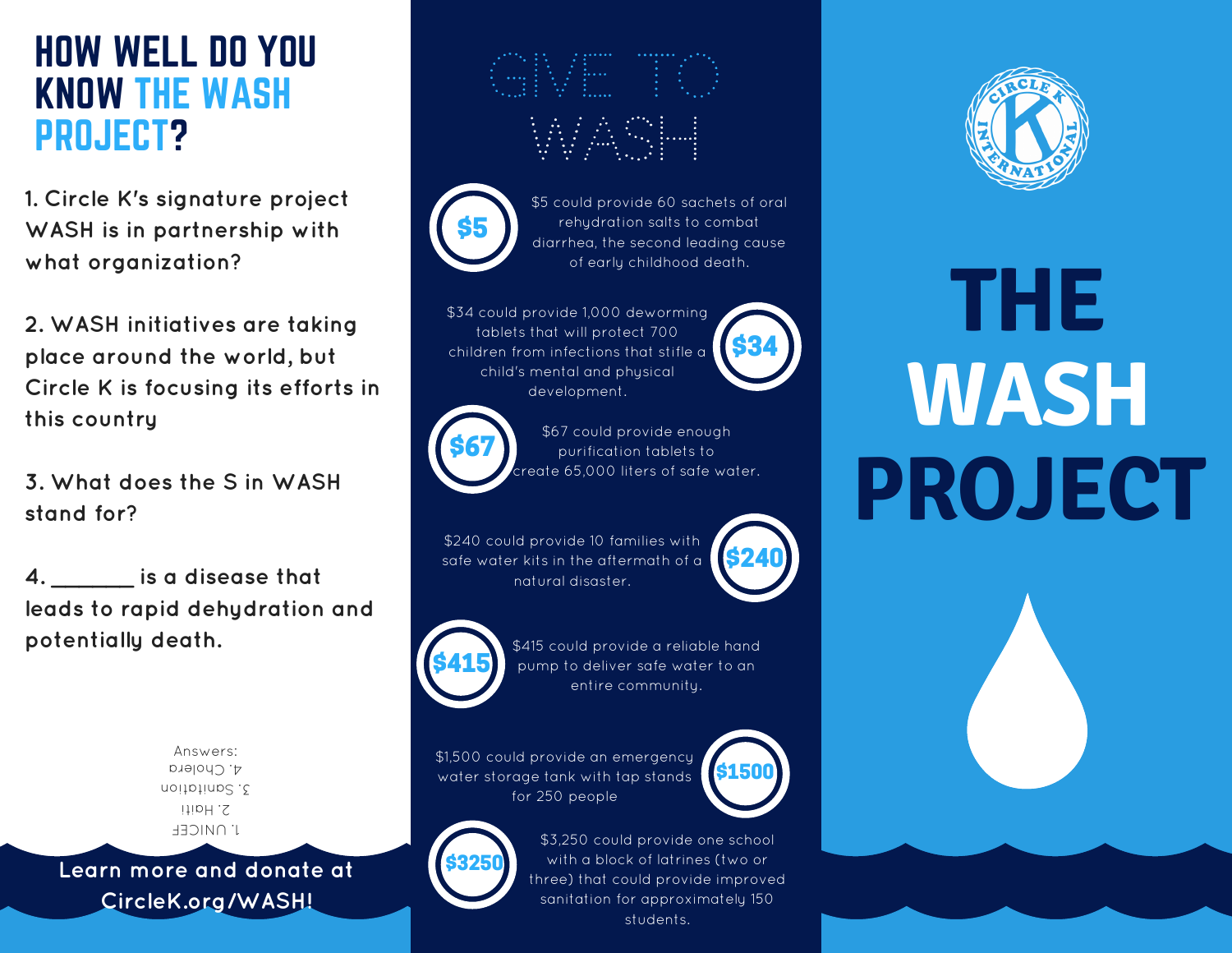# HOW WELL DO YOU KNOW THE WASH PROJECT?

1. Circle K's signature project WASH is in partnership with what organization?

2. WASH initiatives are taking place around the world, but Circle K is focusing its efforts in this country

3. What does the S in WASH stand for?

4. _______ is a disease that leads to rapid dehydration and potentially death.

Answers:
1. UNICEF
2. Haiti
3. Sanitation
4. Cholera

**Learn more and donate at CircleK.org/WASH!**

# GIVE TO WASH

**$5** — $5 could provide 60 sachets of oral rehydration salts to combat diarrhea, the second leading cause of early childhood death.

**$34** — $34 could provide 1,000 deworming tablets that will protect 700 children from infections that stifle a child's mental and physical development.

**$67** — $67 could provide enough purification tablets to create 65,000 liters of safe water.

**$240** — $240 could provide 10 families with safe water kits in the aftermath of a natural disaster.

**$415** — $415 could provide a reliable hand pump to deliver safe water to an entire community.

**$1500** — $1,500 could provide an emergency water storage tank with tap stands for 250 people

**$3250** — $3,250 could provide one school with a block of latrines (two or three) that could provide improved sanitation for approximately 150 students.

CIRCLE K INTERNATIONAL

# THE WASH PROJECT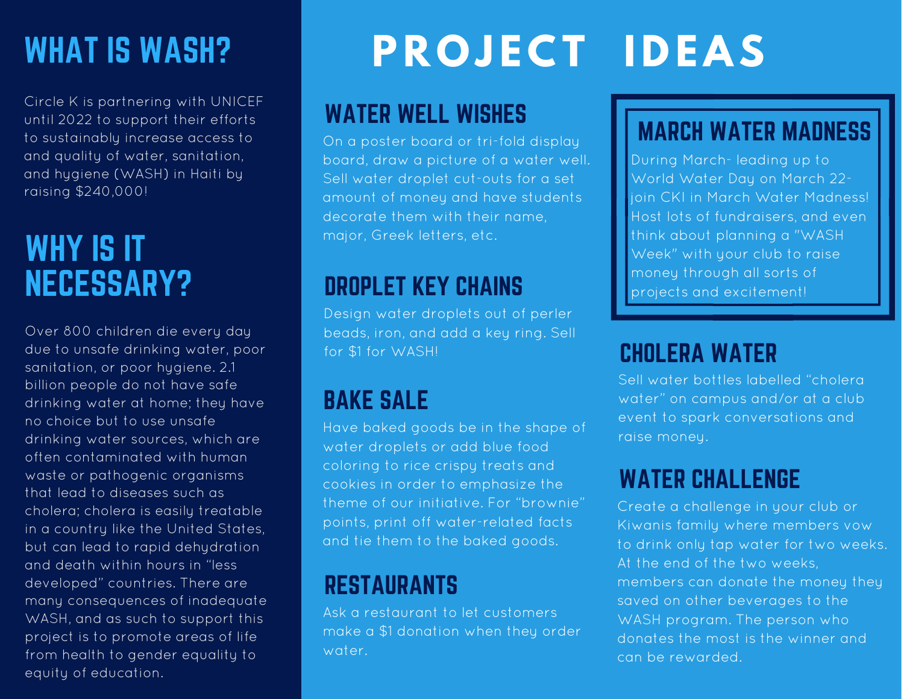# WHAT IS WASH?

Circle K is partnering with UNICEF until 2022 to support their efforts to sustainably increase access to and quality of water, sanitation, and hygiene (WASH) in Haiti by raising $240,000!

# WHY IS IT NECESSARY?

Over 800 children die every day due to unsafe drinking water, poor sanitation, or poor hygiene. 2.1 billion people do not have safe drinking water at home; they have no choice but to use unsafe drinking water sources, which are often contaminated with human waste or pathogenic organisms that lead to diseases such as cholera; cholera is easily treatable in a country like the United States, but can lead to rapid dehydration and death within hours in "less developed" countries. There are many consequences of inadequate WASH, and as such to support this project is to promote areas of life from health to gender equality to equity of education.

# PROJECT IDEAS

## WATER WELL WISHES

On a poster board or tri-fold display board, draw a picture of a water well. Sell water droplet cut-outs for a set amount of money and have students decorate them with their name, major, Greek letters, etc.

## DROPLET KEY CHAINS

Design water droplets out of perler beads, iron, and add a key ring. Sell for $1 for WASH!

## BAKE SALE

Have baked goods be in the shape of water droplets or add blue food coloring to rice crispy treats and cookies in order to emphasize the theme of our initiative. For "brownie" points, print off water-related facts and tie them to the baked goods.

## RESTAURANTS

Ask a restaurant to let customers make a $1 donation when they order water.

## MARCH WATER MADNESS

During March- leading up to World Water Day on March 22- join CKI in March Water Madness! Host lots of fundraisers, and even think about planning a "WASH Week" with your club to raise money through all sorts of projects and excitement!

## CHOLERA WATER

Sell water bottles labelled "cholera water" on campus and/or at a club event to spark conversations and raise money.

## WATER CHALLENGE

Create a challenge in your club or Kiwanis family where members vow to drink only tap water for two weeks. At the end of the two weeks, members can donate the money they saved on other beverages to the WASH program. The person who donates the most is the winner and can be rewarded.